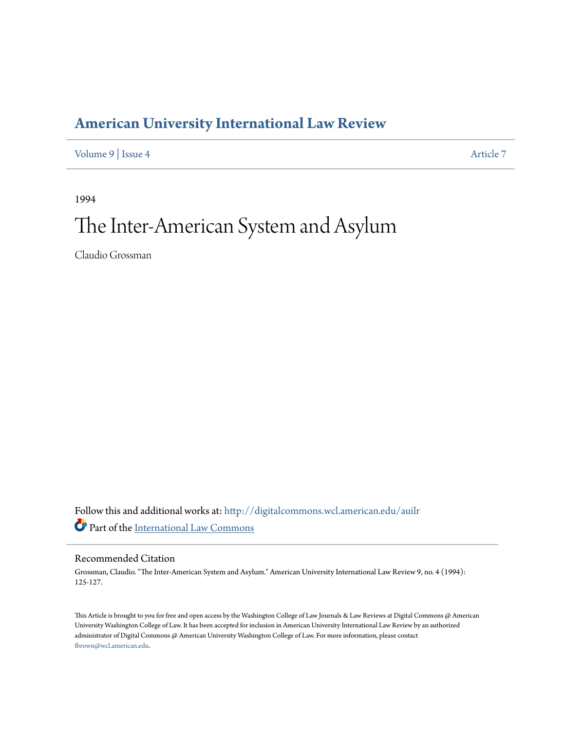# American University International Law Review

Volume 9 | Issue 4 | Article 7

1994

# The Inter-American System and Asylum

Claudio Grossman

Follow this and additional works at: http://digitalcommons.wcl.american.edu/auilr

Part of the International Law Commons

## Recommended Citation

Grossman, Claudio. "The Inter-American System and Asylum." American University International Law Review 9, no. 4 (1994): 125-127.

This Article is brought to you for free and open access by the Washington College of Law Journals & Law Reviews at Digital Commons @ American University Washington College of Law. It has been accepted for inclusion in American University International Law Review by an authorized administrator of Digital Commons @ American University Washington College of Law. For more information, please contact fbrown@wcl.american.edu.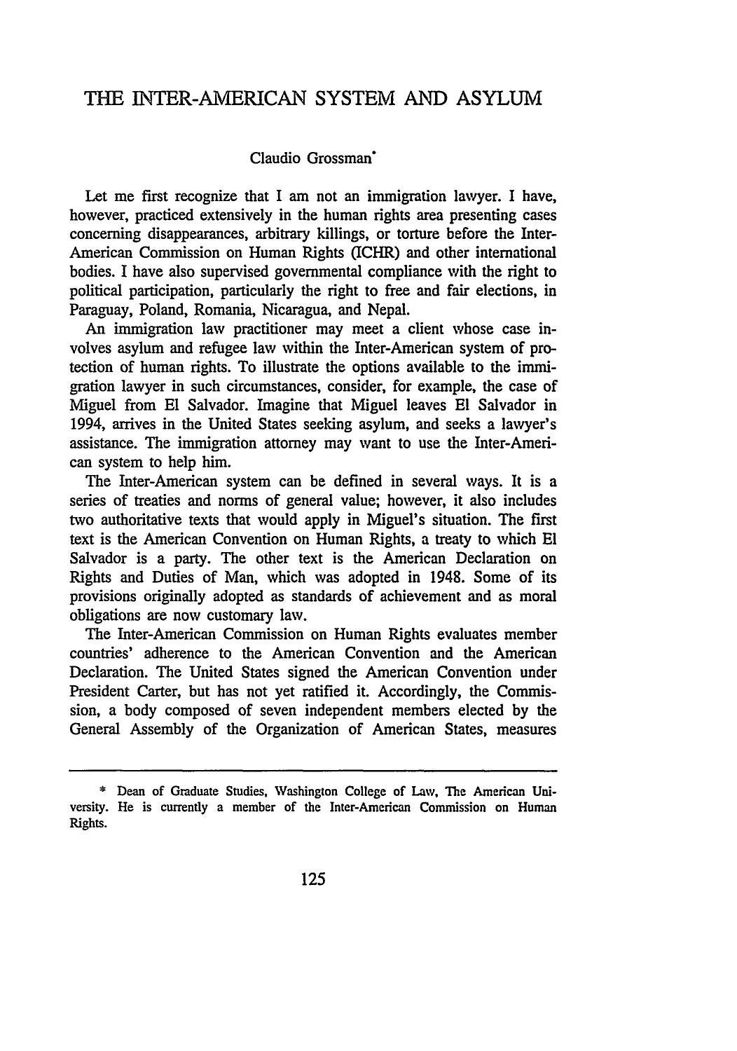# THE INTER-AMERICAN SYSTEM AND ASYLUM

Claudio Grossman*

Let me first recognize that I am not an immigration lawyer. I have, however, practiced extensively in the human rights area presenting cases concerning disappearances, arbitrary killings, or torture before the Inter-American Commission on Human Rights (ICHR) and other international bodies. I have also supervised governmental compliance with the right to political participation, particularly the right to free and fair elections, in Paraguay, Poland, Romania, Nicaragua, and Nepal.

An immigration law practitioner may meet a client whose case involves asylum and refugee law within the Inter-American system of protection of human rights. To illustrate the options available to the immigration lawyer in such circumstances, consider, for example, the case of Miguel from El Salvador. Imagine that Miguel leaves El Salvador in 1994, arrives in the United States seeking asylum, and seeks a lawyer's assistance. The immigration attorney may want to use the Inter-American system to help him.

The Inter-American system can be defined in several ways. It is a series of treaties and norms of general value; however, it also includes two authoritative texts that would apply in Miguel's situation. The first text is the American Convention on Human Rights, a treaty to which El Salvador is a party. The other text is the American Declaration on Rights and Duties of Man, which was adopted in 1948. Some of its provisions originally adopted as standards of achievement and as moral obligations are now customary law.

The Inter-American Commission on Human Rights evaluates member countries' adherence to the American Convention and the American Declaration. The United States signed the American Convention under President Carter, but has not yet ratified it. Accordingly, the Commission, a body composed of seven independent members elected by the General Assembly of the Organization of American States, measures

---

\* Dean of Graduate Studies, Washington College of Law, The American University. He is currently a member of the Inter-American Commission on Human Rights.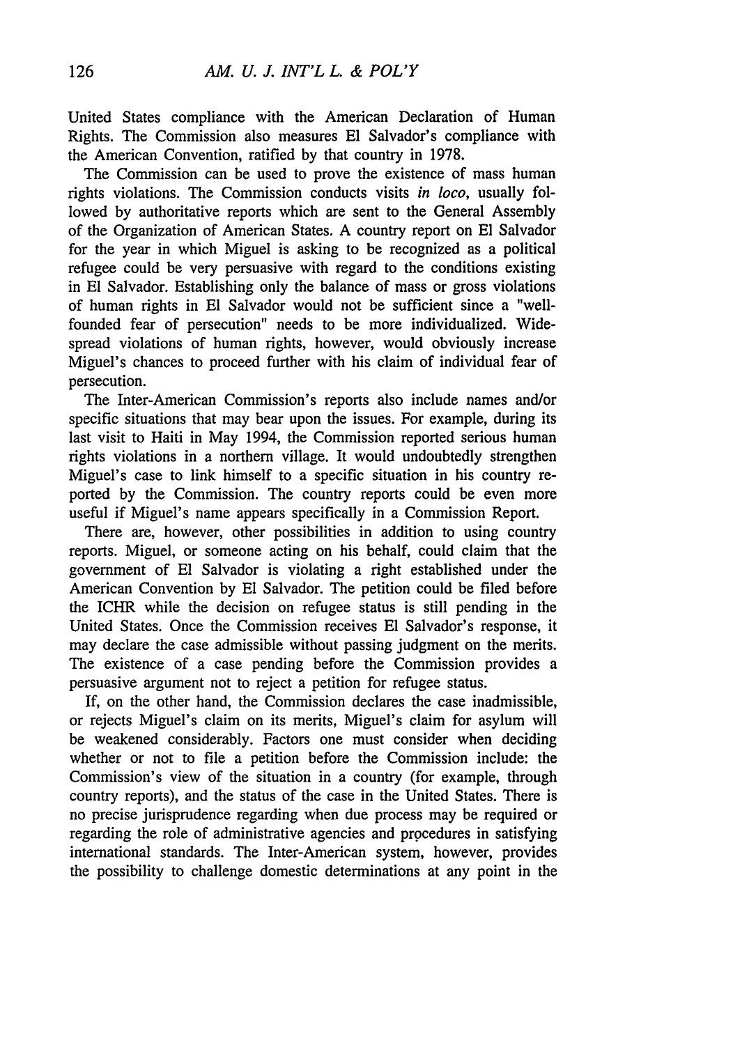United States compliance with the American Declaration of Human Rights. The Commission also measures El Salvador's compliance with the American Convention, ratified by that country in 1978.

The Commission can be used to prove the existence of mass human rights violations. The Commission conducts visits *in loco*, usually followed by authoritative reports which are sent to the General Assembly of the Organization of American States. A country report on El Salvador for the year in which Miguel is asking to be recognized as a political refugee could be very persuasive with regard to the conditions existing in El Salvador. Establishing only the balance of mass or gross violations of human rights in El Salvador would not be sufficient since a "well-founded fear of persecution" needs to be more individualized. Widespread violations of human rights, however, would obviously increase Miguel's chances to proceed further with his claim of individual fear of persecution.

The Inter-American Commission's reports also include names and/or specific situations that may bear upon the issues. For example, during its last visit to Haiti in May 1994, the Commission reported serious human rights violations in a northern village. It would undoubtedly strengthen Miguel's case to link himself to a specific situation in his country reported by the Commission. The country reports could be even more useful if Miguel's name appears specifically in a Commission Report.

There are, however, other possibilities in addition to using country reports. Miguel, or someone acting on his behalf, could claim that the government of El Salvador is violating a right established under the American Convention by El Salvador. The petition could be filed before the ICHR while the decision on refugee status is still pending in the United States. Once the Commission receives El Salvador's response, it may declare the case admissible without passing judgment on the merits. The existence of a case pending before the Commission provides a persuasive argument not to reject a petition for refugee status.

If, on the other hand, the Commission declares the case inadmissible, or rejects Miguel's claim on its merits, Miguel's claim for asylum will be weakened considerably. Factors one must consider when deciding whether or not to file a petition before the Commission include: the Commission's view of the situation in a country (for example, through country reports), and the status of the case in the United States. There is no precise jurisprudence regarding when due process may be required or regarding the role of administrative agencies and procedures in satisfying international standards. The Inter-American system, however, provides the possibility to challenge domestic determinations at any point in the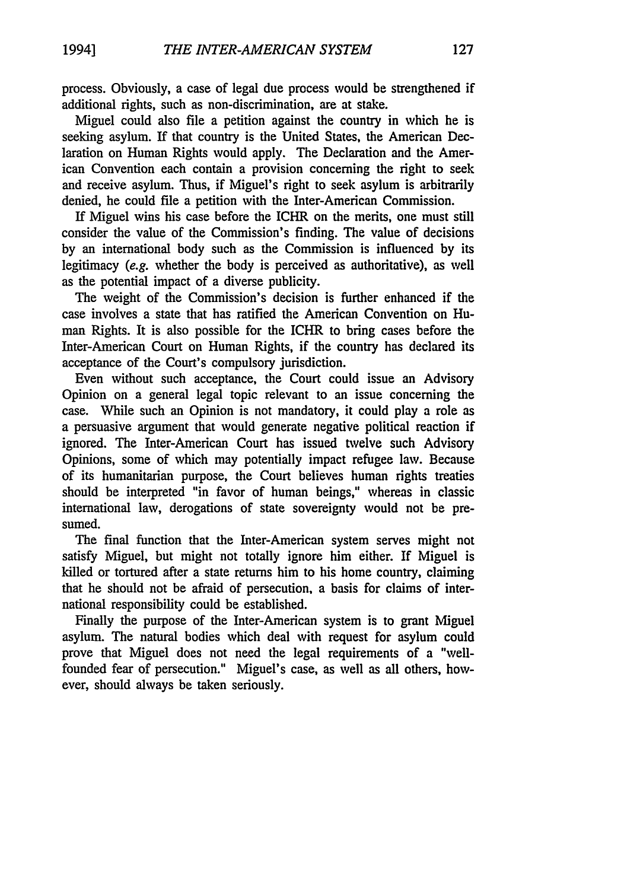process. Obviously, a case of legal due process would be strengthened if additional rights, such as non-discrimination, are at stake.

Miguel could also file a petition against the country in which he is seeking asylum. If that country is the United States, the American Declaration on Human Rights would apply. The Declaration and the American Convention each contain a provision concerning the right to seek and receive asylum. Thus, if Miguel's right to seek asylum is arbitrarily denied, he could file a petition with the Inter-American Commission.

If Miguel wins his case before the ICHR on the merits, one must still consider the value of the Commission's finding. The value of decisions by an international body such as the Commission is influenced by its legitimacy (*e.g.* whether the body is perceived as authoritative), as well as the potential impact of a diverse publicity.

The weight of the Commission's decision is further enhanced if the case involves a state that has ratified the American Convention on Human Rights. It is also possible for the ICHR to bring cases before the Inter-American Court on Human Rights, if the country has declared its acceptance of the Court's compulsory jurisdiction.

Even without such acceptance, the Court could issue an Advisory Opinion on a general legal topic relevant to an issue concerning the case. While such an Opinion is not mandatory, it could play a role as a persuasive argument that would generate negative political reaction if ignored. The Inter-American Court has issued twelve such Advisory Opinions, some of which may potentially impact refugee law. Because of its humanitarian purpose, the Court believes human rights treaties should be interpreted "in favor of human beings," whereas in classic international law, derogations of state sovereignty would not be presumed.

The final function that the Inter-American system serves might not satisfy Miguel, but might not totally ignore him either. If Miguel is killed or tortured after a state returns him to his home country, claiming that he should not be afraid of persecution, a basis for claims of international responsibility could be established.

Finally the purpose of the Inter-American system is to grant Miguel asylum. The natural bodies which deal with request for asylum could prove that Miguel does not need the legal requirements of a "well-founded fear of persecution." Miguel's case, as well as all others, however, should always be taken seriously.